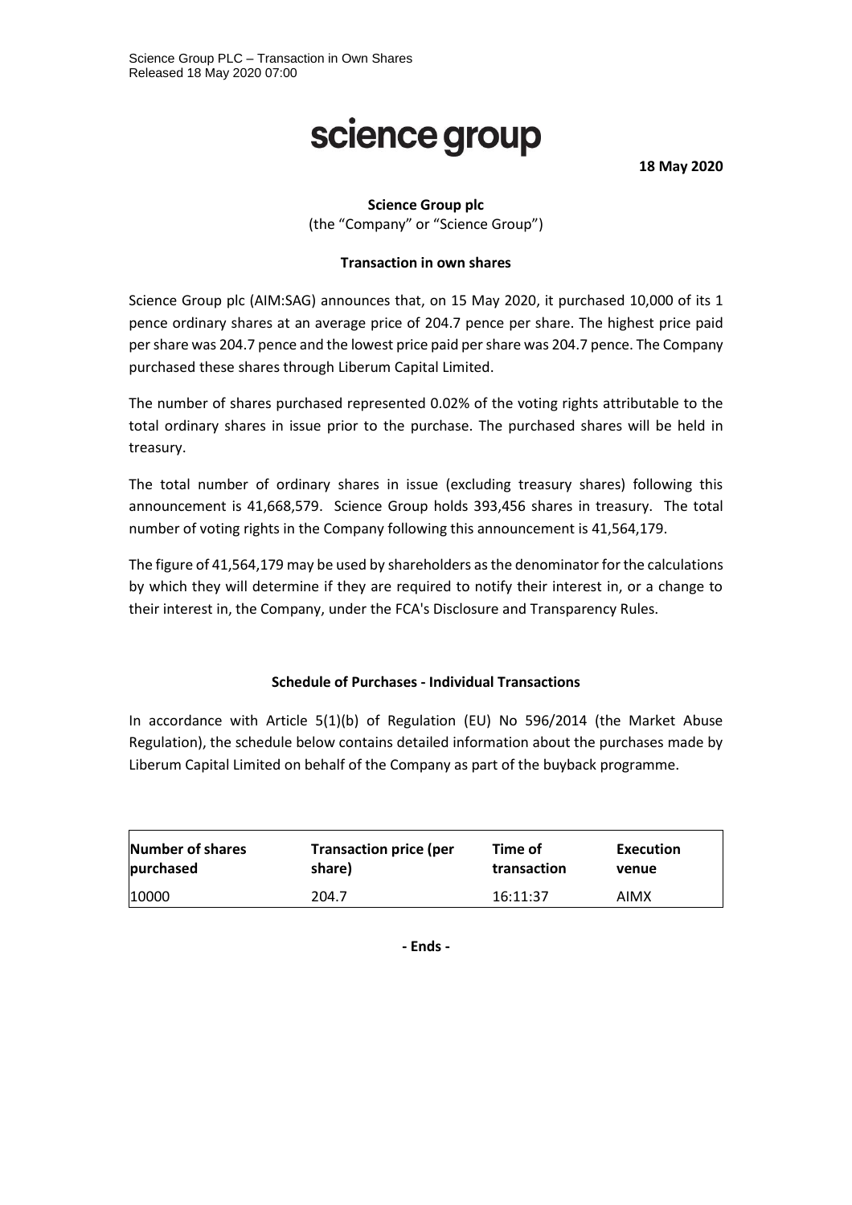Science Group PLC – Transaction in Own Shares
Released 18 May 2020 07:00

# science group

**18 May 2020**

**Science Group plc**
(the "Company" or "Science Group")

**Transaction in own shares**

Science Group plc (AIM:SAG) announces that, on 15 May 2020, it purchased 10,000 of its 1 pence ordinary shares at an average price of 204.7 pence per share. The highest price paid per share was 204.7 pence and the lowest price paid per share was 204.7 pence. The Company purchased these shares through Liberum Capital Limited.

The number of shares purchased represented 0.02% of the voting rights attributable to the total ordinary shares in issue prior to the purchase. The purchased shares will be held in treasury.

The total number of ordinary shares in issue (excluding treasury shares) following this announcement is 41,668,579. Science Group holds 393,456 shares in treasury. The total number of voting rights in the Company following this announcement is 41,564,179.

The figure of 41,564,179 may be used by shareholders as the denominator for the calculations by which they will determine if they are required to notify their interest in, or a change to their interest in, the Company, under the FCA's Disclosure and Transparency Rules.

**Schedule of Purchases - Individual Transactions**

In accordance with Article 5(1)(b) of Regulation (EU) No 596/2014 (the Market Abuse Regulation), the schedule below contains detailed information about the purchases made by Liberum Capital Limited on behalf of the Company as part of the buyback programme.

| Number of shares purchased | Transaction price (per share) | Time of transaction | Execution venue |
|---|---|---|---|
| 10000 | 204.7 | 16:11:37 | AIMX |

**- Ends -**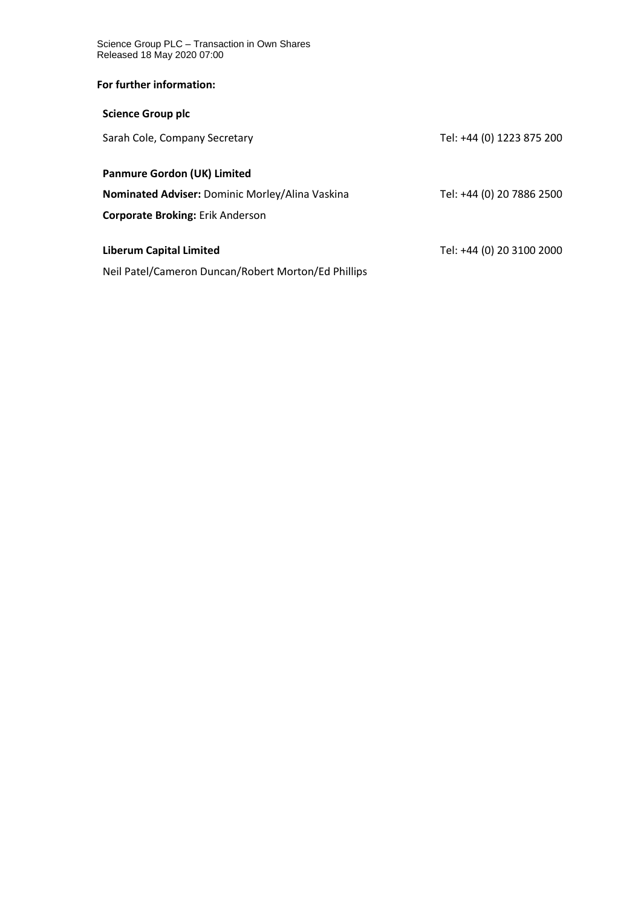**For further information:**

| | |
|---|---|
| **Science Group plc** | |
| Sarah Cole, Company Secretary | Tel: +44 (0) 1223 875 200 |
| | |
| **Panmure Gordon (UK) Limited** | |
| **Nominated Adviser:** Dominic Morley/Alina Vaskina | Tel: +44 (0) 20 7886 2500 |
| **Corporate Broking:** Erik Anderson | |
| | |
| **Liberum Capital Limited** | Tel: +44 (0) 20 3100 2000 |
| Neil Patel/Cameron Duncan/Robert Morton/Ed Phillips | |